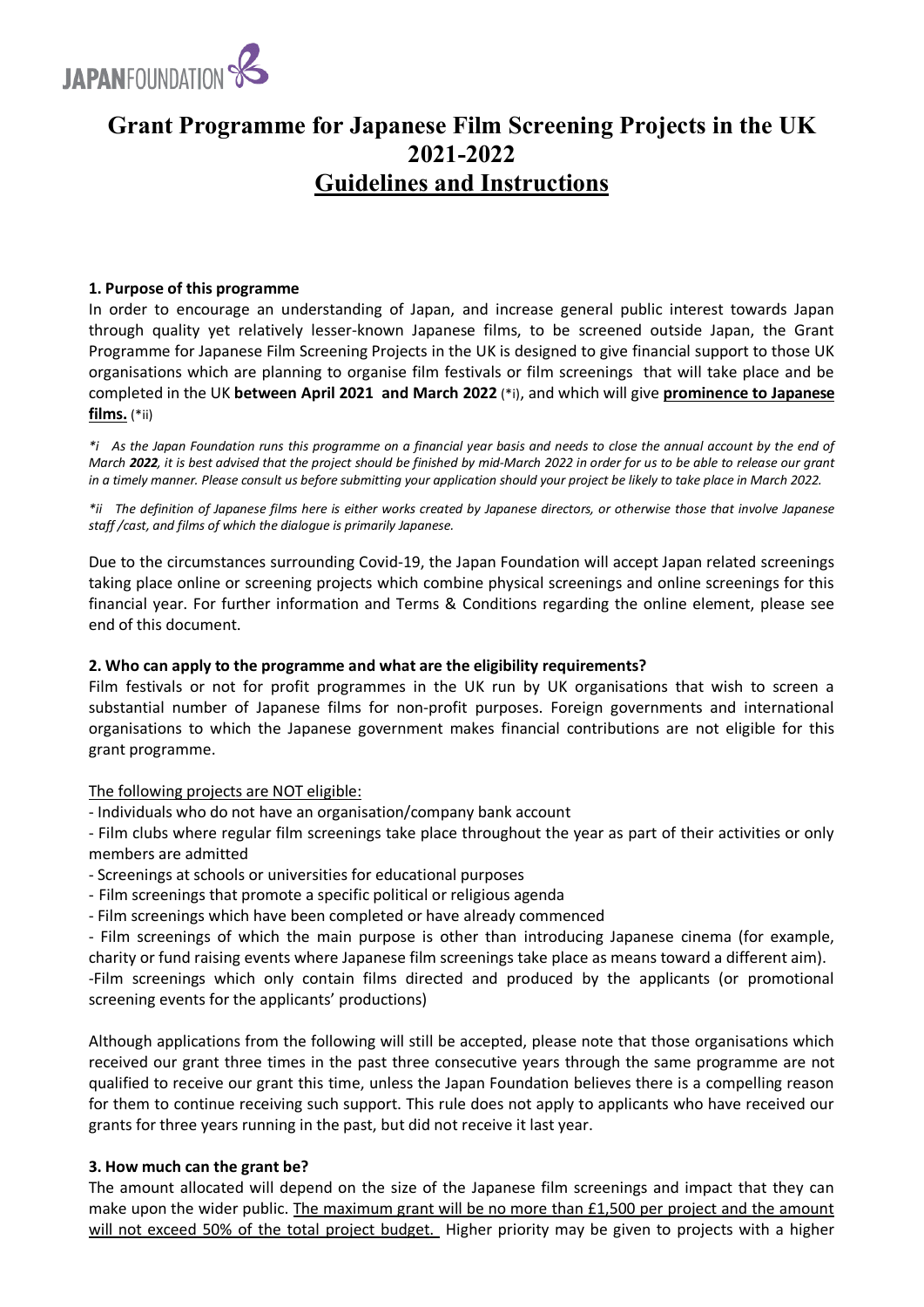# Grant Programme for Japanese Film Screening Projects in the UK 2021-2022

## Guidelines and Instructions

**1. Purpose of this programme**

In order to encourage an understanding of Japan, and increase general public interest towards Japan through quality yet relatively lesser-known Japanese films, to be screened outside Japan, the Grant Programme for Japanese Film Screening Projects in the UK is designed to give financial support to those UK organisations which are planning to organise film festivals or film screenings that will take place and be completed in the UK **between April 2021 and March 2022** (*i), and which will give **prominence to Japanese films.** (*ii)

*\*i As the Japan Foundation runs this programme on a financial year basis and needs to close the annual account by the end of March **2022**, it is best advised that the project should be finished by mid-March 2022 in order for us to be able to release our grant in a timely manner. Please consult us before submitting your application should your project be likely to take place in March 2022.*

*\*ii The definition of Japanese films here is either works created by Japanese directors, or otherwise those that involve Japanese staff /cast, and films of which the dialogue is primarily Japanese.*

Due to the circumstances surrounding Covid-19, the Japan Foundation will accept Japan related screenings taking place online or screening projects which combine physical screenings and online screenings for this financial year. For further information and Terms & Conditions regarding the online element, please see end of this document.

**2. Who can apply to the programme and what are the eligibility requirements?**

Film festivals or not for profit programmes in the UK run by UK organisations that wish to screen a substantial number of Japanese films for non-profit purposes. Foreign governments and international organisations to which the Japanese government makes financial contributions are not eligible for this grant programme.

<u>The following projects are NOT eligible:</u>

- Individuals who do not have an organisation/company bank account
- Film clubs where regular film screenings take place throughout the year as part of their activities or only members are admitted
- Screenings at schools or universities for educational purposes
- Film screenings that promote a specific political or religious agenda
- Film screenings which have been completed or have already commenced
- Film screenings of which the main purpose is other than introducing Japanese cinema (for example, charity or fund raising events where Japanese film screenings take place as means toward a different aim).
- Film screenings which only contain films directed and produced by the applicants (or promotional screening events for the applicants' productions)

Although applications from the following will still be accepted, please note that those organisations which received our grant three times in the past three consecutive years through the same programme are not qualified to receive our grant this time, unless the Japan Foundation believes there is a compelling reason for them to continue receiving such support. This rule does not apply to applicants who have received our grants for three years running in the past, but did not receive it last year.

**3. How much can the grant be?**

The amount allocated will depend on the size of the Japanese film screenings and impact that they can make upon the wider public. <u>The maximum grant will be no more than £1,500 per project and the amount will not exceed 50% of the total project budget.</u> Higher priority may be given to projects with a higher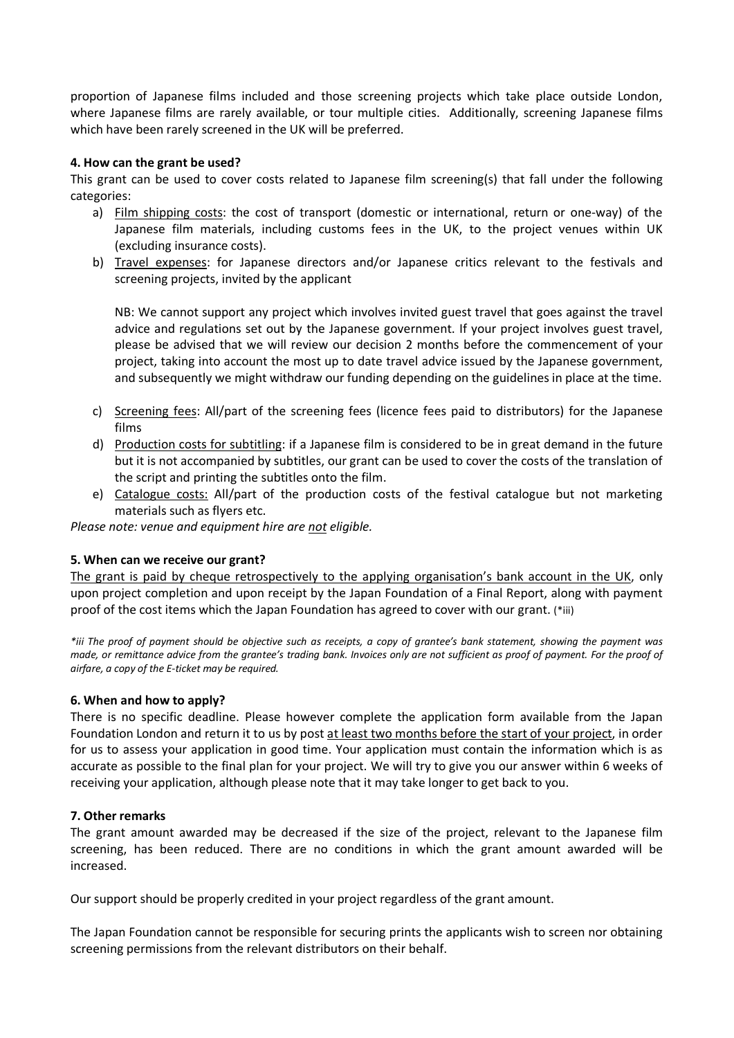proportion of Japanese films included and those screening projects which take place outside London, where Japanese films are rarely available, or tour multiple cities. Additionally, screening Japanese films which have been rarely screened in the UK will be preferred.

**4. How can the grant be used?**

This grant can be used to cover costs related to Japanese film screening(s) that fall under the following categories:

a) Film shipping costs: the cost of transport (domestic or international, return or one-way) of the Japanese film materials, including customs fees in the UK, to the project venues within UK (excluding insurance costs).

b) Travel expenses: for Japanese directors and/or Japanese critics relevant to the festivals and screening projects, invited by the applicant

   NB: We cannot support any project which involves invited guest travel that goes against the travel advice and regulations set out by the Japanese government. If your project involves guest travel, please be advised that we will review our decision 2 months before the commencement of your project, taking into account the most up to date travel advice issued by the Japanese government, and subsequently we might withdraw our funding depending on the guidelines in place at the time.

c) Screening fees: All/part of the screening fees (licence fees paid to distributors) for the Japanese films

d) Production costs for subtitling: if a Japanese film is considered to be in great demand in the future but it is not accompanied by subtitles, our grant can be used to cover the costs of the translation of the script and printing the subtitles onto the film.

e) Catalogue costs: All/part of the production costs of the festival catalogue but not marketing materials such as flyers etc.

*Please note: venue and equipment hire are not eligible.*

**5. When can we receive our grant?**

The grant is paid by cheque retrospectively to the applying organisation's bank account in the UK, only upon project completion and upon receipt by the Japan Foundation of a Final Report, along with payment proof of the cost items which the Japan Foundation has agreed to cover with our grant. (*iii)

*\*iii The proof of payment should be objective such as receipts, a copy of grantee's bank statement, showing the payment was made, or remittance advice from the grantee's trading bank. Invoices only are not sufficient as proof of payment. For the proof of airfare, a copy of the E-ticket may be required.*

**6. When and how to apply?**

There is no specific deadline. Please however complete the application form available from the Japan Foundation London and return it to us by post at least two months before the start of your project, in order for us to assess your application in good time. Your application must contain the information which is as accurate as possible to the final plan for your project. We will try to give you our answer within 6 weeks of receiving your application, although please note that it may take longer to get back to you.

**7. Other remarks**

The grant amount awarded may be decreased if the size of the project, relevant to the Japanese film screening, has been reduced. There are no conditions in which the grant amount awarded will be increased.

Our support should be properly credited in your project regardless of the grant amount.

The Japan Foundation cannot be responsible for securing prints the applicants wish to screen nor obtaining screening permissions from the relevant distributors on their behalf.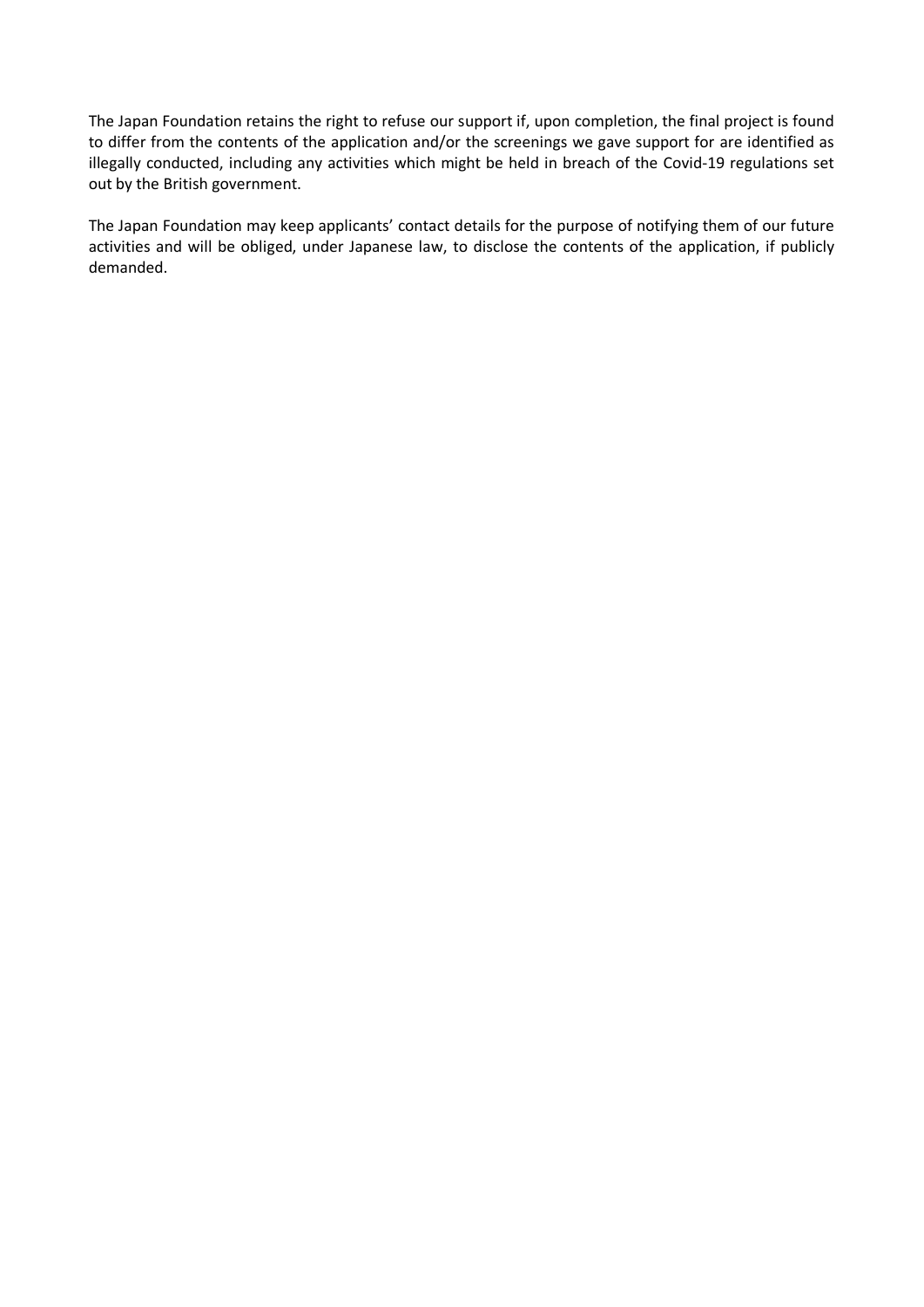The Japan Foundation retains the right to refuse our support if, upon completion, the final project is found to differ from the contents of the application and/or the screenings we gave support for are identified as illegally conducted, including any activities which might be held in breach of the Covid-19 regulations set out by the British government.

The Japan Foundation may keep applicants' contact details for the purpose of notifying them of our future activities and will be obliged, under Japanese law, to disclose the contents of the application, if publicly demanded.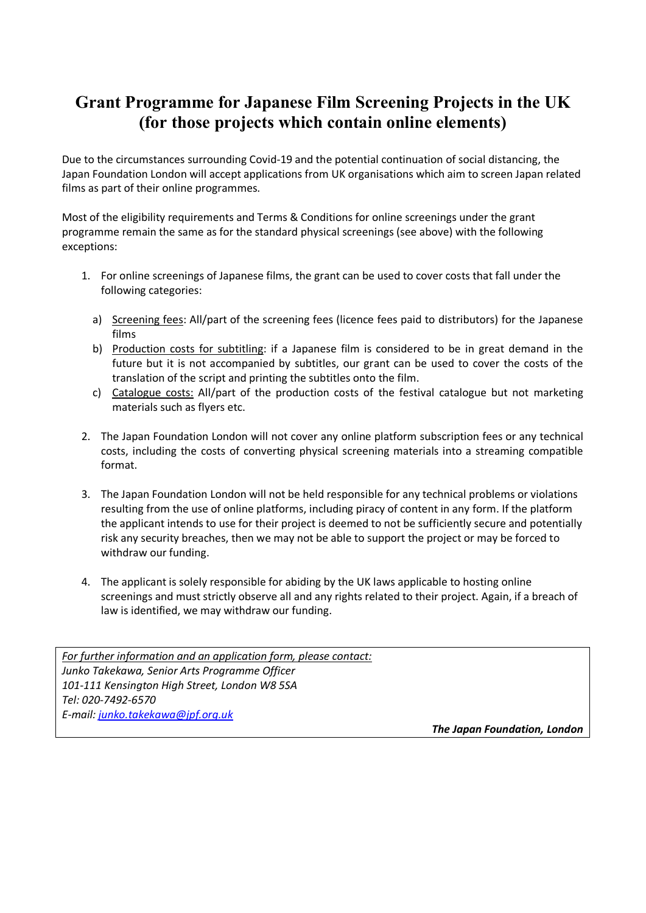# Grant Programme for Japanese Film Screening Projects in the UK (for those projects which contain online elements)

Due to the circumstances surrounding Covid-19 and the potential continuation of social distancing, the Japan Foundation London will accept applications from UK organisations which aim to screen Japan related films as part of their online programmes.

Most of the eligibility requirements and Terms & Conditions for online screenings under the grant programme remain the same as for the standard physical screenings (see above) with the following exceptions:

1. For online screenings of Japanese films, the grant can be used to cover costs that fall under the following categories:

   a) Screening fees: All/part of the screening fees (licence fees paid to distributors) for the Japanese films
   
   b) Production costs for subtitling: if a Japanese film is considered to be in great demand in the future but it is not accompanied by subtitles, our grant can be used to cover the costs of the translation of the script and printing the subtitles onto the film.
   
   c) Catalogue costs: All/part of the production costs of the festival catalogue but not marketing materials such as flyers etc.

2. The Japan Foundation London will not cover any online platform subscription fees or any technical costs, including the costs of converting physical screening materials into a streaming compatible format.

3. The Japan Foundation London will not be held responsible for any technical problems or violations resulting from the use of online platforms, including piracy of content in any form. If the platform the applicant intends to use for their project is deemed to not be sufficiently secure and potentially risk any security breaches, then we may not be able to support the project or may be forced to withdraw our funding.

4. The applicant is solely responsible for abiding by the UK laws applicable to hosting online screenings and must strictly observe all and any rights related to their project. Again, if a breach of law is identified, we may withdraw our funding.

*For further information and an application form, please contact:*
*Junko Takekawa, Senior Arts Programme Officer*
*101-111 Kensington High Street, London W8 5SA*
*Tel: 020-7492-6570*
*E-mail: junko.takekawa@jpf.org.uk*

***The Japan Foundation, London***